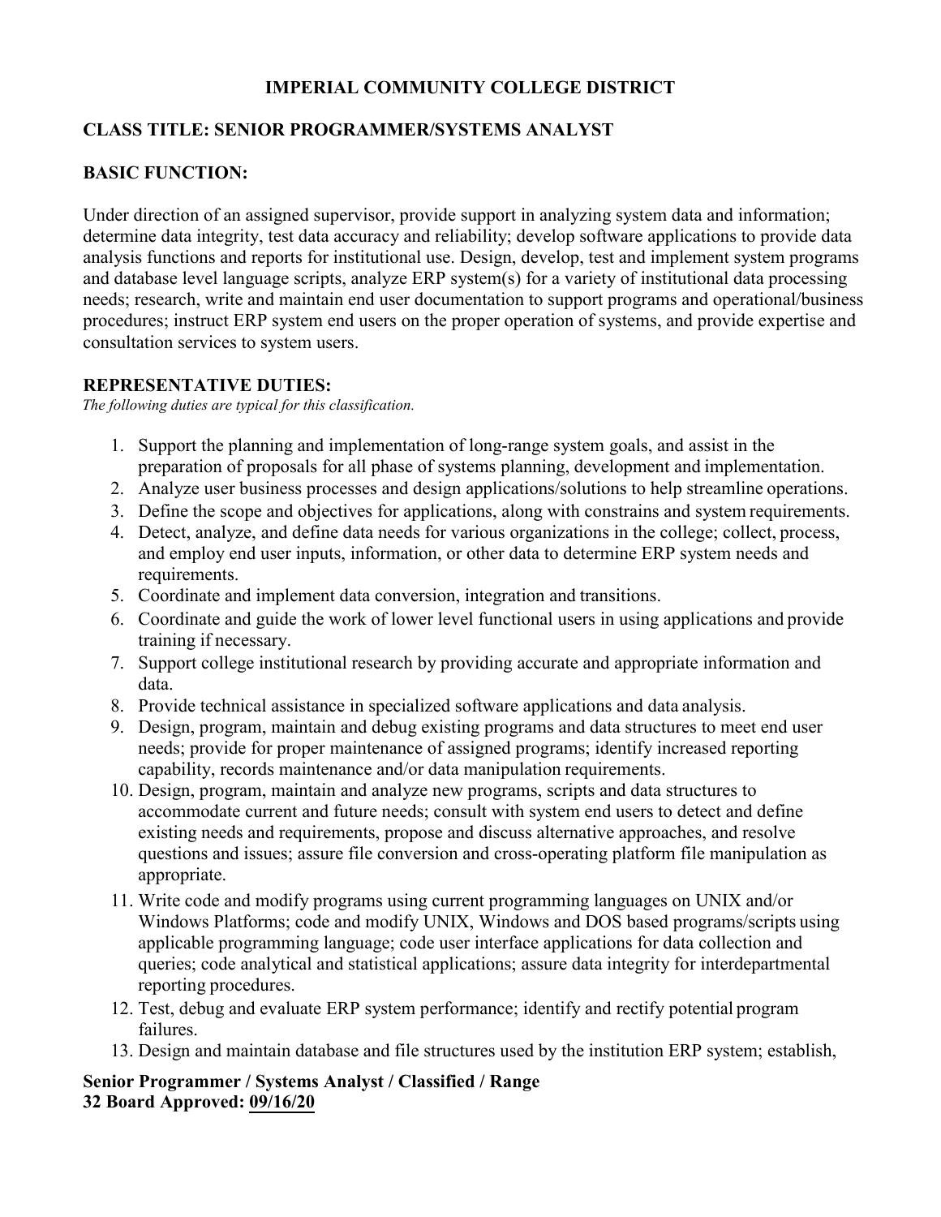# IMPERIAL COMMUNITY COLLEGE DISTRICT

## CLASS TITLE: SENIOR PROGRAMMER/SYSTEMS ANALYST

## BASIC FUNCTION:

Under direction of an assigned supervisor, provide support in analyzing system data and information; determine data integrity, test data accuracy and reliability; develop software applications to provide data analysis functions and reports for institutional use. Design, develop, test and implement system programs and database level language scripts, analyze ERP system(s) for a variety of institutional data processing needs; research, write and maintain end user documentation to support programs and operational/business procedures; instruct ERP system end users on the proper operation of systems, and provide expertise and consultation services to system users.

## REPRESENTATIVE DUTIES:

*The following duties are typical for this classification.*

1. Support the planning and implementation of long-range system goals, and assist in the preparation of proposals for all phase of systems planning, development and implementation.
2. Analyze user business processes and design applications/solutions to help streamline operations.
3. Define the scope and objectives for applications, along with constrains and system requirements.
4. Detect, analyze, and define data needs for various organizations in the college; collect, process, and employ end user inputs, information, or other data to determine ERP system needs and requirements.
5. Coordinate and implement data conversion, integration and transitions.
6. Coordinate and guide the work of lower level functional users in using applications and provide training if necessary.
7. Support college institutional research by providing accurate and appropriate information and data.
8. Provide technical assistance in specialized software applications and data analysis.
9. Design, program, maintain and debug existing programs and data structures to meet end user needs; provide for proper maintenance of assigned programs; identify increased reporting capability, records maintenance and/or data manipulation requirements.
10. Design, program, maintain and analyze new programs, scripts and data structures to accommodate current and future needs; consult with system end users to detect and define existing needs and requirements, propose and discuss alternative approaches, and resolve questions and issues; assure file conversion and cross-operating platform file manipulation as appropriate.
11. Write code and modify programs using current programming languages on UNIX and/or Windows Platforms; code and modify UNIX, Windows and DOS based programs/scripts using applicable programming language; code user interface applications for data collection and queries; code analytical and statistical applications; assure data integrity for interdepartmental reporting procedures.
12. Test, debug and evaluate ERP system performance; identify and rectify potential program failures.
13. Design and maintain database and file structures used by the institution ERP system; establish,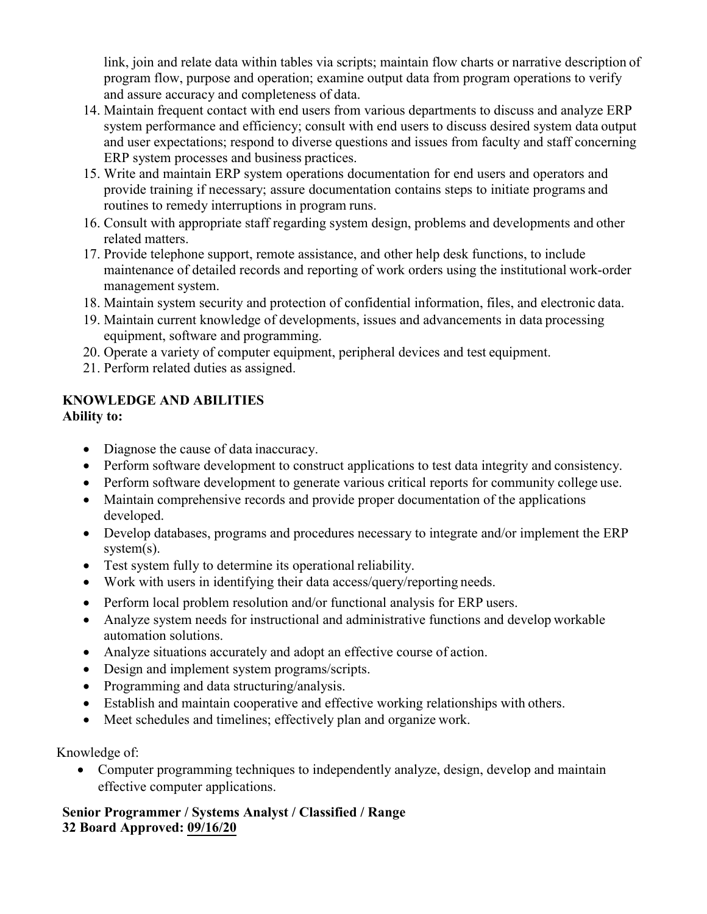link, join and relate data within tables via scripts; maintain flow charts or narrative description of program flow, purpose and operation; examine output data from program operations to verify and assure accuracy and completeness of data.

14. Maintain frequent contact with end users from various departments to discuss and analyze ERP system performance and efficiency; consult with end users to discuss desired system data output and user expectations; respond to diverse questions and issues from faculty and staff concerning ERP system processes and business practices.
15. Write and maintain ERP system operations documentation for end users and operators and provide training if necessary; assure documentation contains steps to initiate programs and routines to remedy interruptions in program runs.
16. Consult with appropriate staff regarding system design, problems and developments and other related matters.
17. Provide telephone support, remote assistance, and other help desk functions, to include maintenance of detailed records and reporting of work orders using the institutional work-order management system.
18. Maintain system security and protection of confidential information, files, and electronic data.
19. Maintain current knowledge of developments, issues and advancements in data processing equipment, software and programming.
20. Operate a variety of computer equipment, peripheral devices and test equipment.
21. Perform related duties as assigned.

## KNOWLEDGE AND ABILITIES

**Ability to:**

- Diagnose the cause of data inaccuracy.
- Perform software development to construct applications to test data integrity and consistency.
- Perform software development to generate various critical reports for community college use.
- Maintain comprehensive records and provide proper documentation of the applications developed.
- Develop databases, programs and procedures necessary to integrate and/or implement the ERP system(s).
- Test system fully to determine its operational reliability.
- Work with users in identifying their data access/query/reporting needs.
- Perform local problem resolution and/or functional analysis for ERP users.
- Analyze system needs for instructional and administrative functions and develop workable automation solutions.
- Analyze situations accurately and adopt an effective course of action.
- Design and implement system programs/scripts.
- Programming and data structuring/analysis.
- Establish and maintain cooperative and effective working relationships with others.
- Meet schedules and timelines; effectively plan and organize work.

Knowledge of:

- Computer programming techniques to independently analyze, design, develop and maintain effective computer applications.

**Senior Programmer / Systems Analyst / Classified / Range 32 Board Approved: 09/16/20**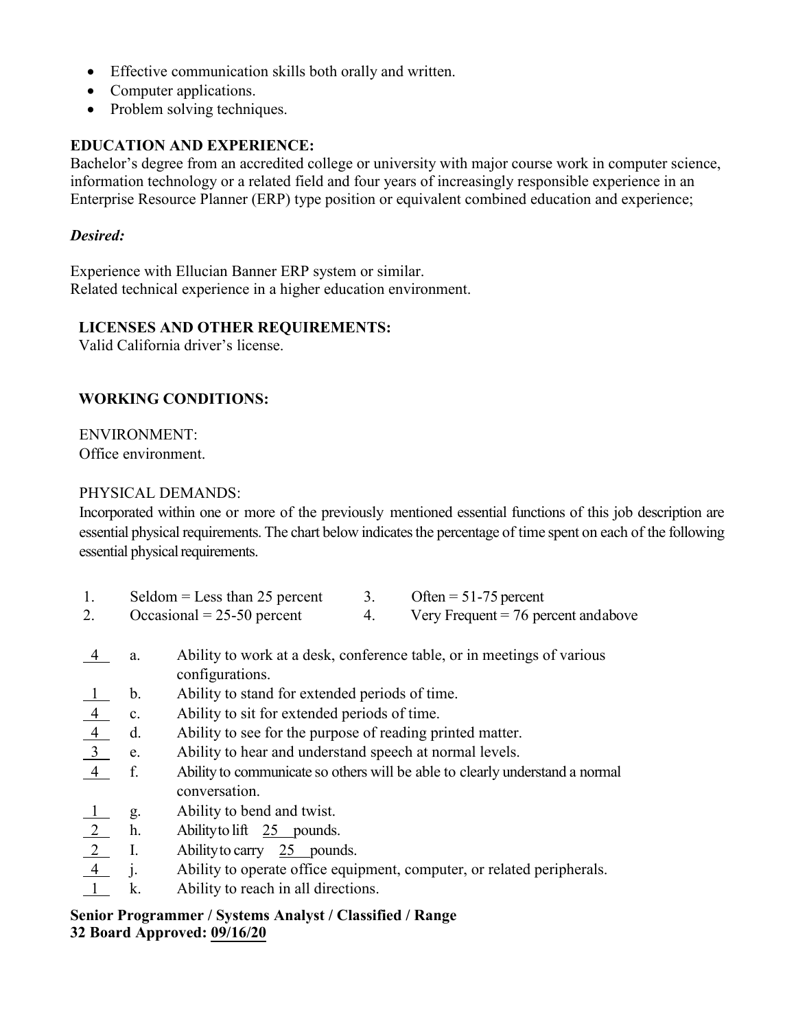- Effective communication skills both orally and written.
- Computer applications.
- Problem solving techniques.

**EDUCATION AND EXPERIENCE:**
Bachelor's degree from an accredited college or university with major course work in computer science, information technology or a related field and four years of increasingly responsible experience in an Enterprise Resource Planner (ERP) type position or equivalent combined education and experience;

***Desired:***

Experience with Ellucian Banner ERP system or similar.
Related technical experience in a higher education environment.

**LICENSES AND OTHER REQUIREMENTS:**
Valid California driver's license.

**WORKING CONDITIONS:**

ENVIRONMENT:
Office environment.

PHYSICAL DEMANDS:
Incorporated within one or more of the previously mentioned essential functions of this job description are essential physical requirements. The chart below indicates the percentage of time spent on each of the following essential physical requirements.

1. Seldom = Less than 25 percent
2. Occasional = 25-50 percent
3. Often = 51-75 percent
4. Very Frequent = 76 percent and above

| Rating | | Requirement |
|---|---|---|
| 4 | a. | Ability to work at a desk, conference table, or in meetings of various configurations. |
| 1 | b. | Ability to stand for extended periods of time. |
| 4 | c. | Ability to sit for extended periods of time. |
| 4 | d. | Ability to see for the purpose of reading printed matter. |
| 3 | e. | Ability to hear and understand speech at normal levels. |
| 4 | f. | Ability to communicate so others will be able to clearly understand a normal conversation. |
| 1 | g. | Ability to bend and twist. |
| 2 | h. | Ability to lift 25 pounds. |
| 2 | I. | Ability to carry 25 pounds. |
| 4 | j. | Ability to operate office equipment, computer, or related peripherals. |
| 1 | k. | Ability to reach in all directions. |

**Senior Programmer / Systems Analyst / Classified / Range 32 Board Approved: 09/16/20**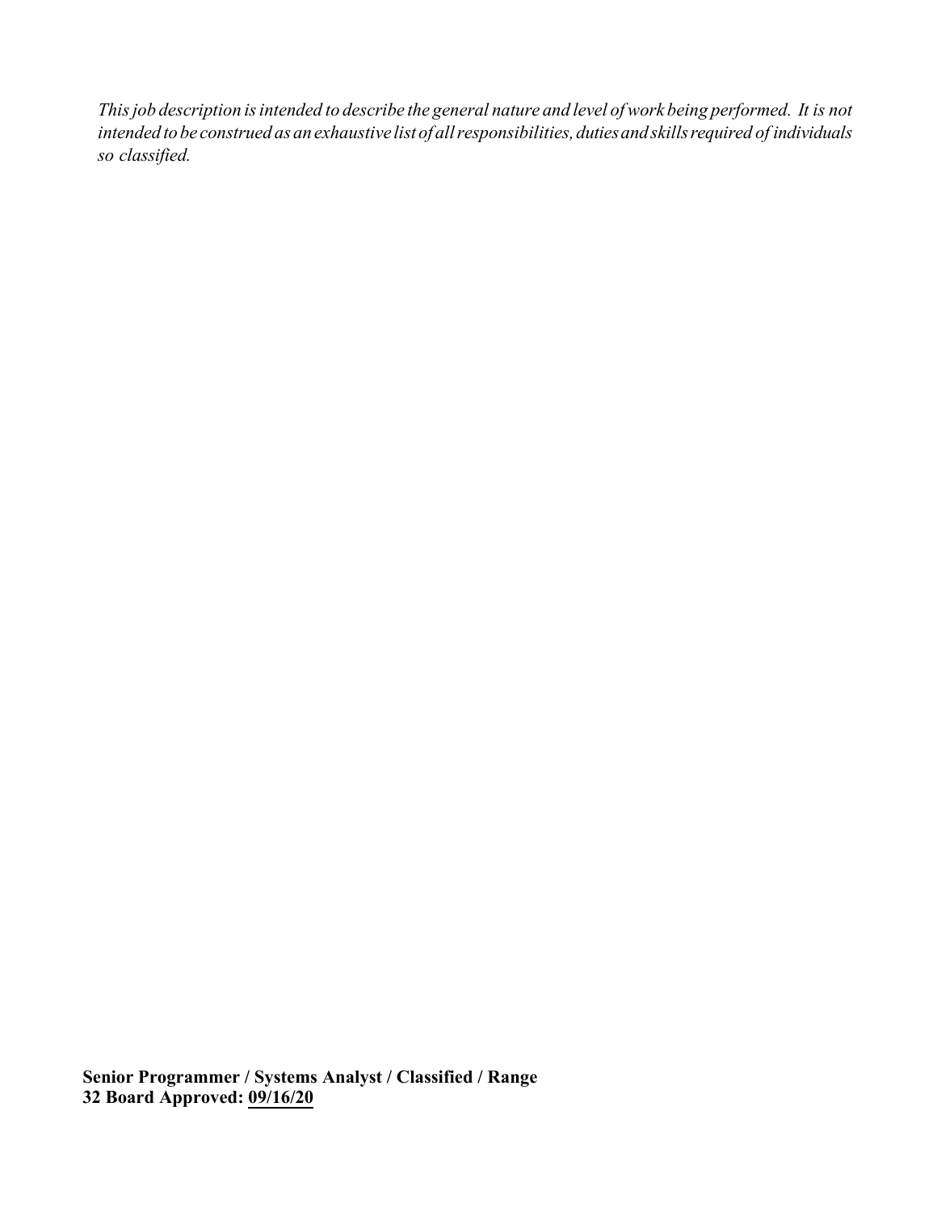*This job description is intended to describe the general nature and level of work being performed. It is not intended to be construed as an exhaustive list of all responsibilities, duties and skills required of individuals so classified.*

**Senior Programmer / Systems Analyst / Classified / Range 32 Board Approved: 09/16/20**